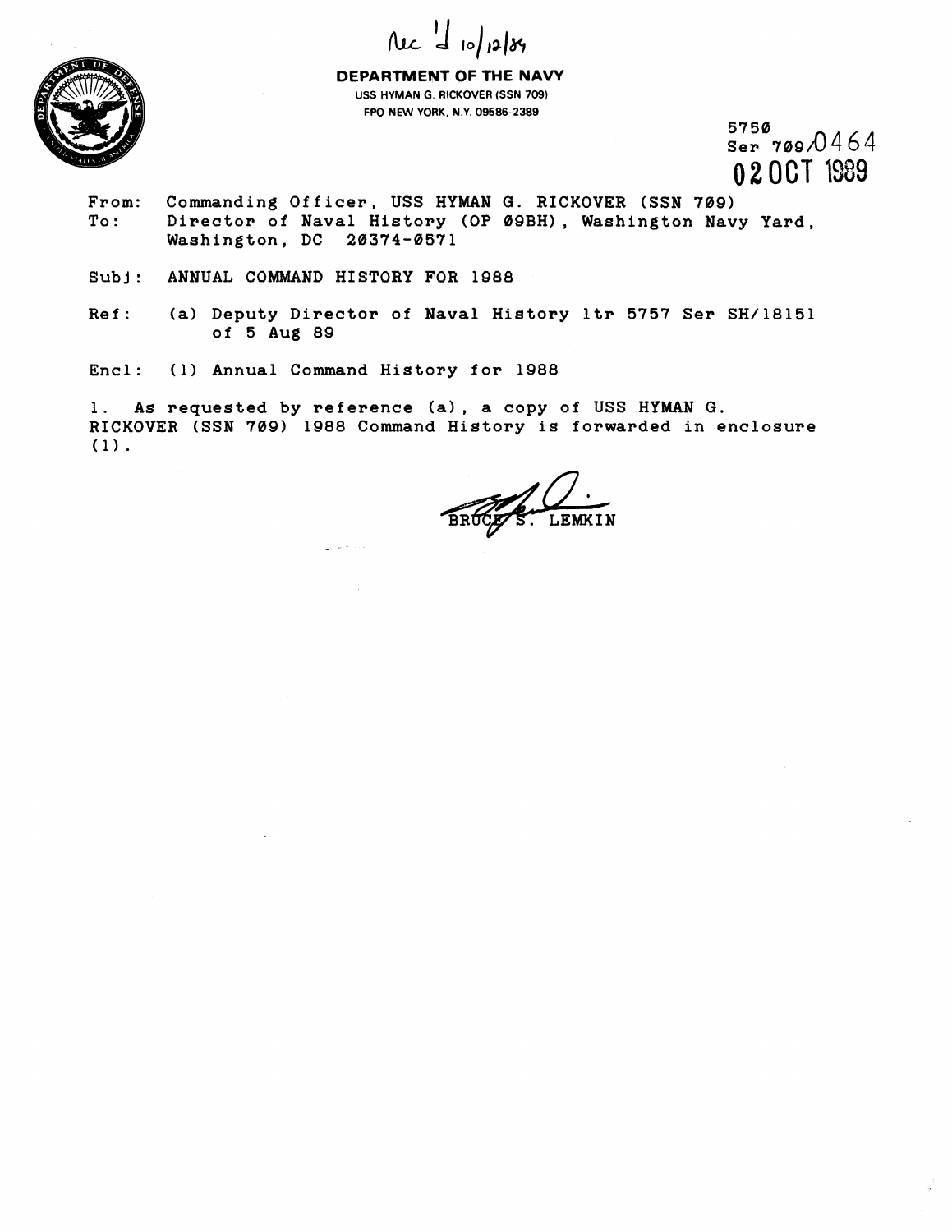Rec'd 10/12/89

**DEPARTMENT OF THE NAVY**
USS HYMAN G. RICKOVER (SSN 709)
FPO NEW YORK, N.Y. 09586-2389

5750
Ser 709/0464
02 OCT 1989

From: Commanding Officer, USS HYMAN G. RICKOVER (SSN 709)
To: Director of Naval History (OP 09BH), Washington Navy Yard, Washington, DC 20374-0571

Subj: ANNUAL COMMAND HISTORY FOR 1988

Ref: (a) Deputy Director of Naval History ltr 5757 Ser SH/18151 of 5 Aug 89

Encl: (1) Annual Command History for 1988

1. As requested by reference (a), a copy of USS HYMAN G. RICKOVER (SSN 709) 1988 Command History is forwarded in enclosure (1).

BRUCE S. LEMKIN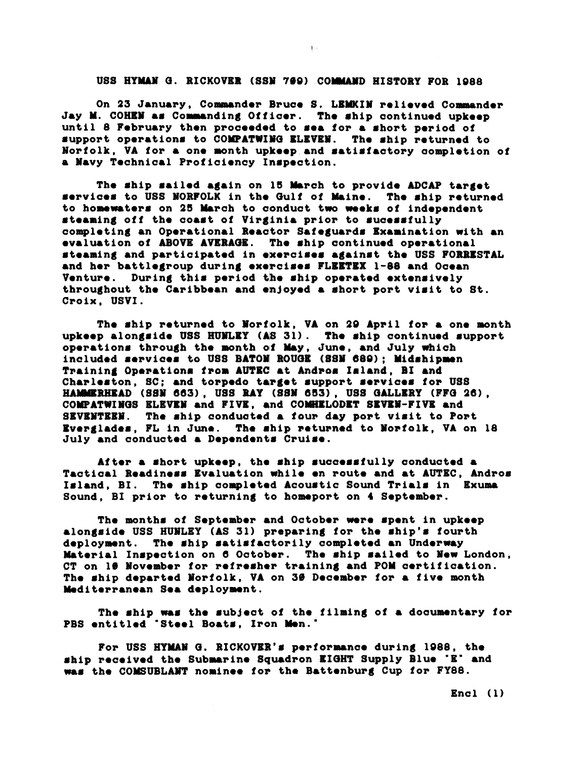# USS HYMAN G. RICKOVER (SSN 709) COMMAND HISTORY FOR 1988

On 23 January, Commander Bruce S. LEMKIN relieved Commander Jay M. COHEN as Commanding Officer. The ship continued upkeep until 8 February then proceeded to sea for a short period of support operations to COMPATWING ELEVEN. The ship returned to Norfolk, VA for a one month upkeep and satisfactory completion of a Navy Technical Proficiency Inspection.

The ship sailed again on 15 March to provide ADCAP target services to USS NORFOLK in the Gulf of Maine. The ship returned to homewaters on 25 March to conduct two weeks of independent steaming off the coast of Virginia prior to sucessfully completing an Operational Reactor Safeguards Examination with an evaluation of ABOVE AVERAGE. The ship continued operational steaming and participated in exercises against the USS FORRESTAL and her battlegroup during exercises FLEETEX 1-88 and Ocean Venture. During this period the ship operated extensively throughout the Caribbean and enjoyed a short port visit to St. Croix, USVI.

The ship returned to Norfolk, VA on 29 April for a one month upkeep alongside USS HUNLEY (AS 31). The ship continued support operations through the month of May, June, and July which included services to USS BATON ROUGE (SSN 689); Midshipmen Training Operations from AUTEC at Andros Island, BI and Charleston, SC; and torpedo target support services for USS HAMMERHEAD (SSN 663), USS RAY (SSN 653), USS GALLERY (FFG 26), COMPATWINGS ELEVEN and FIVE, and COMHELODET SEVEN-FIVE and SEVENTEEN. The ship conducted a four day port visit to Port Everglades, FL in June. The ship returned to Norfolk, VA on 18 July and conducted a Dependents Cruise.

After a short upkeep, the ship successfully conducted a Tactical Readiness Evaluation while en route and at AUTEC, Andros Island, BI. The ship completed Acoustic Sound Trials in Exuma Sound, BI prior to returning to homeport on 4 September.

The months of September and October were spent in upkeep alongside USS HUNLEY (AS 31) preparing for the ship's fourth deployment. The ship satisfactorily completed an Underway Material Inspection on 6 October. The ship sailed to New London, CT on 10 November for refresher training and POM certification. The ship departed Norfolk, VA on 30 December for a five month Mediterranean Sea deployment.

The ship was the subject of the filming of a documentary for PBS entitled "Steel Boats, Iron Men."

For USS HYMAN G. RICKOVER's performance during 1988, the ship received the Submarine Squadron EIGHT Supply Blue "E" and was the COMSUBLANT nominee for the Battenburg Cup for FY88.

Encl (1)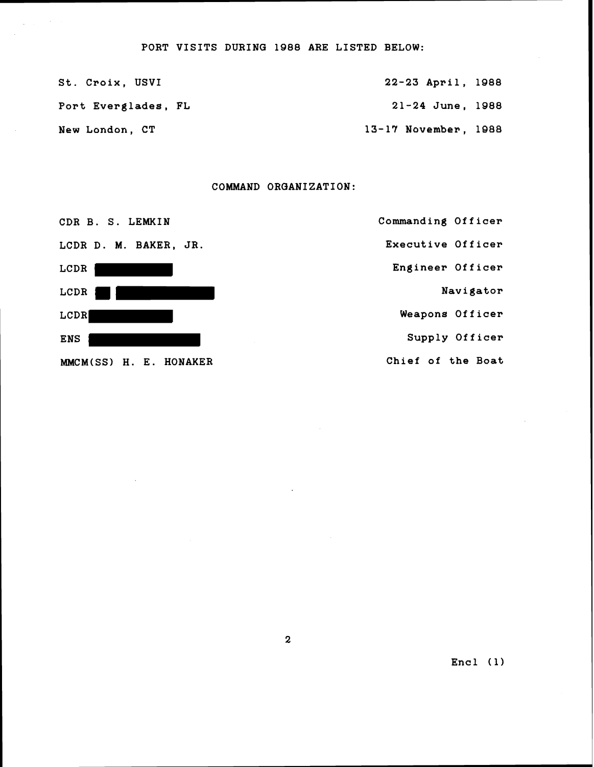PORT VISITS DURING 1988 ARE LISTED BELOW:

| | |
|---|---|
| St. Croix, USVI | 22-23 April, 1988 |
| Port Everglades, FL | 21-24 June, 1988 |
| New London, CT | 13-17 November, 1988 |

COMMAND ORGANIZATION:

| | |
|---|---|
| CDR B. S. LEMKIN | Commanding Officer |
| LCDR D. M. BAKER, JR. | Executive Officer |
| LCDR ██████ | Engineer Officer |
| LCDR ██ ██████ | Navigator |
| LCDR ██████ | Weapons Officer |
| ENS ██████ | Supply Officer |
| MMCM(SS) H. E. HONAKER | Chief of the Boat |

Encl (1)